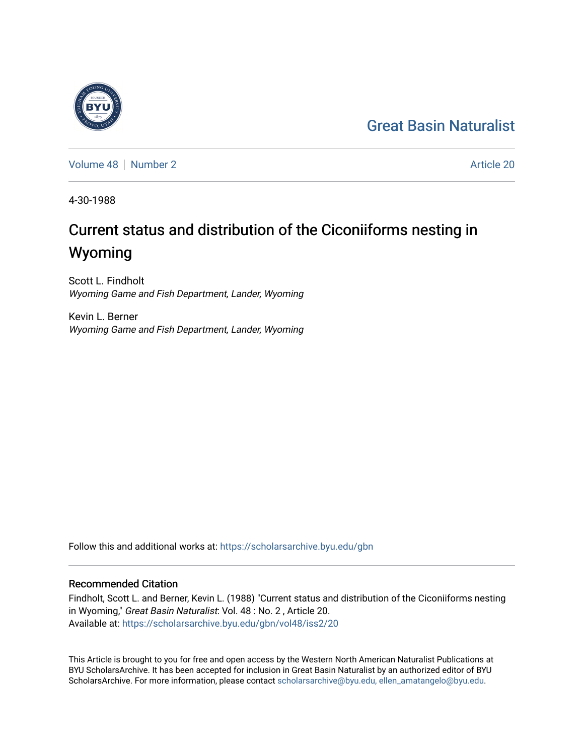Great Basin Naturalist

Volume 48 | Number 2 | Article 20

4-30-1988

# Current status and distribution of the Ciconiiforms nesting in Wyoming

Scott L. Findholt
*Wyoming Game and Fish Department, Lander, Wyoming*

Kevin L. Berner
*Wyoming Game and Fish Department, Lander, Wyoming*

Follow this and additional works at: https://scholarsarchive.byu.edu/gbn

## Recommended Citation

Findholt, Scott L. and Berner, Kevin L. (1988) "Current status and distribution of the Ciconiiforms nesting in Wyoming," *Great Basin Naturalist*: Vol. 48 : No. 2 , Article 20.
Available at: https://scholarsarchive.byu.edu/gbn/vol48/iss2/20

This Article is brought to you for free and open access by the Western North American Naturalist Publications at BYU ScholarsArchive. It has been accepted for inclusion in Great Basin Naturalist by an authorized editor of BYU ScholarsArchive. For more information, please contact scholarsarchive@byu.edu, ellen_amatangelo@byu.edu.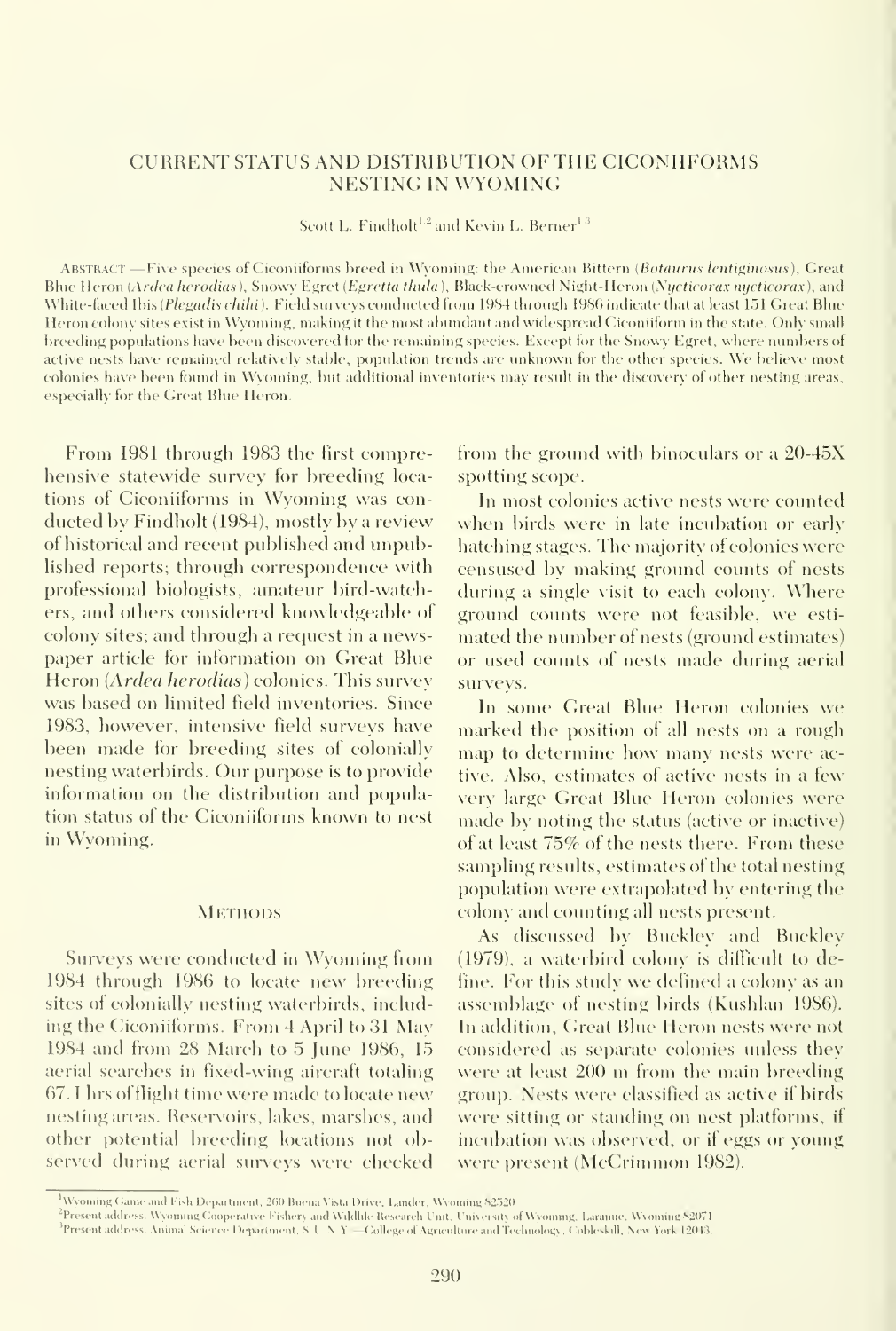# CURRENT STATUS AND DISTRIBUTION OF THE CICONIIFORMS NESTING IN WYOMING

Scott L. Findholt[1,2] and Kevin L. Berner[1,3]

Abstract.—Five species of Ciconiiforms breed in Wyoming: the American Bittern (*Botaurus lentiginosus*), Great Blue Heron (*Ardea herodias*), Snowy Egret (*Egretta thula*), Black-crowned Night-Heron (*Nycticorax nycticorax*), and White-faced Ibis (*Plegadis chihi*). Field surveys conducted from 1984 through 1986 indicate that at least 151 Great Blue Heron colony sites exist in Wyoming, making it the most abundant and widespread Ciconiiform in the state. Only small breeding populations have been discovered for the remaining species. Except for the Snowy Egret, where numbers of active nests have remained relatively stable, population trends are unknown for the other species. We believe most colonies have been found in Wyoming, but additional inventories may result in the discovery of other nesting areas, especially for the Great Blue Heron.

From 1981 through 1983 the first comprehensive statewide survey for breeding locations of Ciconiiforms in Wyoming was conducted by Findholt (1984), mostly by a review of historical and recent published and unpublished reports; through correspondence with professional biologists, amateur bird-watchers, and others considered knowledgeable of colony sites; and through a request in a newspaper article for information on Great Blue Heron (*Ardea herodias*) colonies. This survey was based on limited field inventories. Since 1983, however, intensive field surveys have been made for breeding sites of colonially nesting waterbirds. Our purpose is to provide information on the distribution and population status of the Ciconiiforms known to nest in Wyoming.

## Methods

Surveys were conducted in Wyoming from 1984 through 1986 to locate new breeding sites of colonially nesting waterbirds, including the Ciconiiforms. From 4 April to 31 May 1984 and from 28 March to 5 June 1986, 15 aerial searches in fixed-wing aircraft totaling 67.1 hrs of flight time were made to locate new nesting areas. Reservoirs, lakes, marshes, and other potential breeding locations not observed during aerial surveys were checked from the ground with binoculars or a 20-45X spotting scope.

In most colonies active nests were counted when birds were in late incubation or early hatching stages. The majority of colonies were censused by making ground counts of nests during a single visit to each colony. Where ground counts were not feasible, we estimated the number of nests (ground estimates) or used counts of nests made during aerial surveys.

In some Great Blue Heron colonies we marked the position of all nests on a rough map to determine how many nests were active. Also, estimates of active nests in a few very large Great Blue Heron colonies were made by noting the status (active or inactive) of at least 75% of the nests there. From these sampling results, estimates of the total nesting population were extrapolated by entering the colony and counting all nests present.

As discussed by Buckley and Buckley (1979), a waterbird colony is difficult to define. For this study we defined a colony as an assemblage of nesting birds (Kushlan 1986). In addition, Great Blue Heron nests were not considered as separate colonies unless they were at least 200 m from the main breeding group. Nests were classified as active if birds were sitting or standing on nest platforms, if incubation was observed, or if eggs or young were present (McCrimmon 1982).

[1]Wyoming Game and Fish Department, 260 Buena Vista Drive, Lander, Wyoming 82520

[2]Present address: Wyoming Cooperative Fishery and Wildlife Research Unit, University of Wyoming, Laramie, Wyoming 82071

[3]Present address: Animal Science Department, S.U.N.Y.—College of Agriculture and Technology, Cobleskill, New York 12043.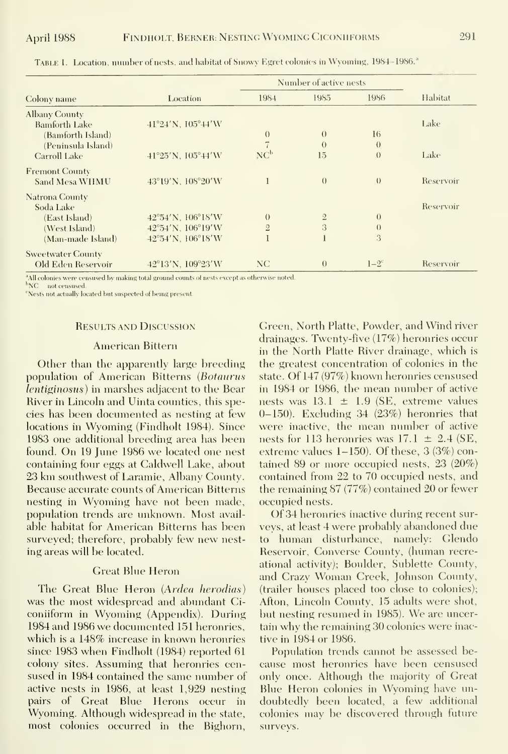Table 1. Location, number of nests, and habitat of Snowy Egret colonies in Wyoming, 1984–1986.[a]

| Colony name | Location | Number of active nests | | | Habitat |
|---|---|---|---|---|---|
| | | 1984 | 1985 | 1986 | |
| Albany County | | | | | |
| Bamforth Lake | 41°24′N, 105°44′W | | | | Lake |
| (Bamforth Island) | | 0 | 0 | 16 | |
| (Peninsula Island) | | 7 | 0 | 0 | |
| Carroll Lake | 41°25′N, 105°44′W | NC[b] | 15 | 0 | Lake |
| Fremont County | | | | | |
| Sand Mesa WHMU | 43°19′N, 108°20′W | 1 | 0 | 0 | Reservoir |
| Natrona County | | | | | |
| Soda Lake | | | | | Reservoir |
| (East Island) | 42°54′N, 106°18′W | 0 | 2 | 0 | |
| (West Island) | 42°54′N, 106°19′W | 2 | 3 | 0 | |
| (Man-made Island) | 42°54′N, 106°18′W | 1 | 1 | 3 | |
| Sweetwater County | | | | | |
| Old Eden Reservoir | 42°13′N, 109°23′W | NC | 0 | 1–2[c] | Reservoir |

[a]All colonies were censused by making total ground counts of nests except as otherwise noted.
[b]NC = not censused.
[c]Nests not actually located but suspected of being present.

## Results and Discussion

### American Bittern

Other than the apparently large breeding population of American Bitterns (*Botaurus lentiginosus*) in marshes adjacent to the Bear River in Lincoln and Uinta counties, this species has been documented as nesting at few locations in Wyoming (Findholt 1984). Since 1983 one additional breeding area has been found. On 19 June 1986 we located one nest containing four eggs at Caldwell Lake, about 23 km southwest of Laramie, Albany County. Because accurate counts of American Bitterns nesting in Wyoming have not been made, population trends are unknown. Most available habitat for American Bitterns has been surveyed; therefore, probably few new nesting areas will be located.

### Great Blue Heron

The Great Blue Heron (*Ardea herodias*) was the most widespread and abundant Ciconiiform in Wyoming (Appendix). During 1984 and 1986 we documented 151 heronries, which is a 148% increase in known heronries since 1983 when Findholt (1984) reported 61 colony sites. Assuming that heronries censused in 1984 contained the same number of active nests in 1986, at least 1,929 nesting pairs of Great Blue Herons occur in Wyoming. Although widespread in the state, most colonies occurred in the Bighorn, Green, North Platte, Powder, and Wind river drainages. Twenty-five (17%) heronries occur in the North Platte River drainage, which is the greatest concentration of colonies in the state. Of 147 (97%) known heronries censused in 1984 or 1986, the mean number of active nests was 13.1 ± 1.9 (SE, extreme values 0–150). Excluding 34 (23%) heronries that were inactive, the mean number of active nests for 113 heronries was 17.1 ± 2.4 (SE, extreme values 1–150). Of these, 3 (3%) contained 89 or more occupied nests, 23 (20%) contained from 22 to 70 occupied nests, and the remaining 87 (77%) contained 20 or fewer occupied nests.

Of 34 heronries inactive during recent surveys, at least 4 were probably abandoned due to human disturbance, namely: Glendo Reservoir, Converse County, (human recreational activity); Boulder, Sublette County, and Crazy Woman Creek, Johnson County, (trailer houses placed too close to colonies); Afton, Lincoln County, 15 adults were shot, but nesting resumed in 1985). We are uncertain why the remaining 30 colonies were inactive in 1984 or 1986.

Population trends cannot be assessed because most heronries have been censused only once. Although the majority of Great Blue Heron colonies in Wyoming have undoubtedly been located, a few additional colonies may be discovered through future surveys.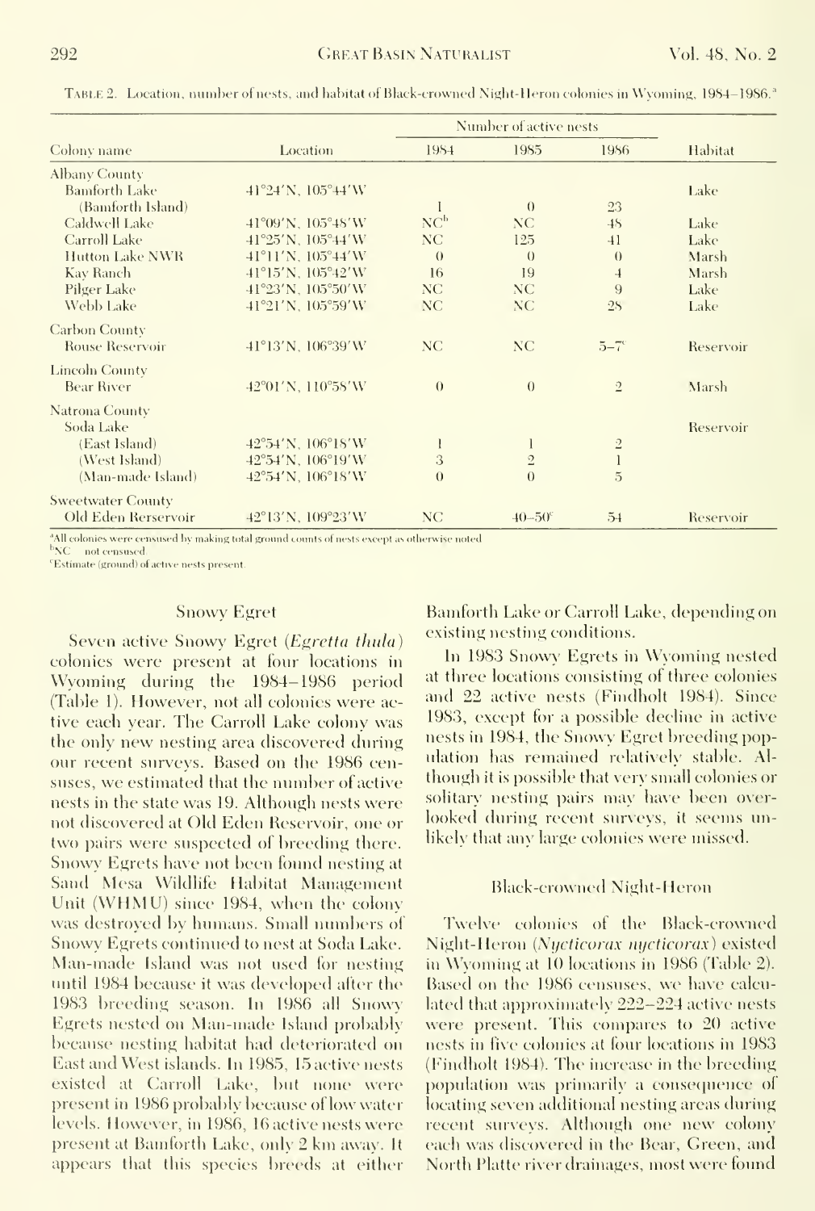Table 2. Location, number of nests, and habitat of Black-crowned Night-Heron colonies in Wyoming, 1984–1986.[a]

| Colony name | Location | Number of active nests | | | Habitat |
|---|---|---|---|---|---|
| | | 1984 | 1985 | 1986 | |
| Albany County | | | | | |
| Bamforth Lake | 41°24′N, 105°44′W | | | | Lake |
| (Bamforth Island) | | 1 | 0 | 23 | |
| Caldwell Lake | 41°09′N, 105°48′W | NC[b] | NC | 48 | Lake |
| Carroll Lake | 41°25′N, 105°44′W | NC | 125 | 41 | Lake |
| Hutton Lake NWR | 41°11′N, 105°44′W | 0 | 0 | 0 | Marsh |
| Kay Ranch | 41°15′N, 105°42′W | 16 | 19 | 4 | Marsh |
| Pilger Lake | 41°23′N, 105°50′W | NC | NC | 9 | Lake |
| Webb Lake | 41°21′N, 105°59′W | NC | NC | 28 | Lake |
| Carbon County | | | | | |
| Rouse Reservoir | 41°13′N, 106°39′W | NC | NC | 5–7[c] | Reservoir |
| Lincoln County | | | | | |
| Bear River | 42°01′N, 110°58′W | 0 | 0 | 2 | Marsh |
| Natrona County | | | | | |
| Soda Lake | | | | | Reservoir |
| (East Island) | 42°54′N, 106°18′W | 1 | 1 | 2 | |
| (West Island) | 42°54′N, 106°19′W | 3 | 2 | 1 | |
| (Man-made Island) | 42°54′N, 106°18′W | 0 | 0 | 5 | |
| Sweetwater County | | | | | |
| Old Eden Rervervoir | 42°13′N, 109°23′W | NC | 40–50[c] | 54 | Reservoir |

[a]All colonies were censused by making total ground counts of nests except as otherwise noted.
[b]NC = not censused.
[c]Estimate (ground) of active nests present.

## Snowy Egret

Seven active Snowy Egret (*Egretta thula*) colonies were present at four locations in Wyoming during the 1984–1986 period (Table 1). However, not all colonies were active each year. The Carroll Lake colony was the only new nesting area discovered during our recent surveys. Based on the 1986 censuses, we estimated that the number of active nests in the state was 19. Although nests were not discovered at Old Eden Reservoir, one or two pairs were suspected of breeding there. Snowy Egrets have not been found nesting at Sand Mesa Wildlife Habitat Management Unit (WHMU) since 1984, when the colony was destroyed by humans. Small numbers of Snowy Egrets continued to nest at Soda Lake. Man-made Island was not used for nesting until 1984 because it was developed after the 1983 breeding season. In 1986 all Snowy Egrets nested on Man-made Island probably because nesting habitat had deteriorated on East and West islands. In 1985, 15 active nests existed at Carroll Lake, but none were present in 1986 probably because of low water levels. However, in 1986, 16 active nests were present at Bamforth Lake, only 2 km away. It appears that this species breeds at either Bamforth Lake or Carroll Lake, depending on existing nesting conditions.

In 1983 Snowy Egrets in Wyoming nested at three locations consisting of three colonies and 22 active nests (Findholt 1984). Since 1983, except for a possible decline in active nests in 1984, the Snowy Egret breeding population has remained relatively stable. Although it is possible that very small colonies or solitary nesting pairs may have been overlooked during recent surveys, it seems unlikely that any large colonies were missed.

## Black-crowned Night-Heron

Twelve colonies of the Black-crowned Night-Heron (*Nycticorax nycticorax*) existed in Wyoming at 10 locations in 1986 (Table 2). Based on the 1986 censuses, we have calculated that approximately 222–224 active nests were present. This compares to 20 active nests in five colonies at four locations in 1983 (Findholt 1984). The increase in the breeding population was primarily a consequence of locating seven additional nesting areas during recent surveys. Although one new colony each was discovered in the Bear, Green, and North Platte river drainages, most were found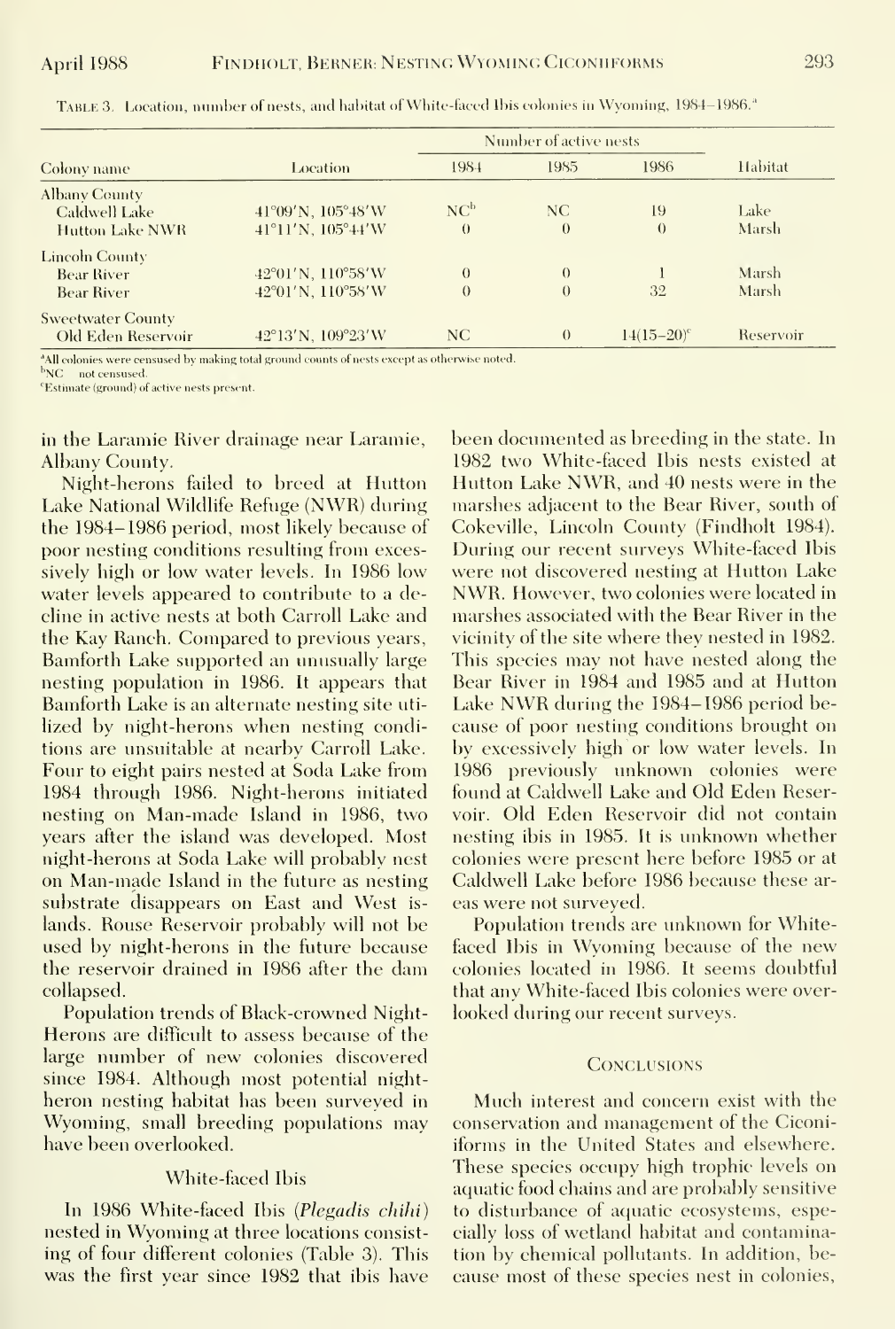Table 3. Location, number of nests, and habitat of White-faced Ibis colonies in Wyoming, 1984–1986.[a]

| Colony name | Location | Number of active nests | | | Habitat |
|---|---|---|---|---|---|
| | | 1984 | 1985 | 1986 | |
| Albany County | | | | | |
| Caldwell Lake | 41°09'N, 105°48'W | NC[b] | NC | 19 | Lake |
| Hutton Lake NWR | 41°11'N, 105°44'W | 0 | 0 | 0 | Marsh |
| Lincoln County | | | | | |
| Bear River | 42°01'N, 110°58'W | 0 | 0 | 1 | Marsh |
| Bear River | 42°01'N, 110°58'W | 0 | 0 | 32 | Marsh |
| Sweetwater County | | | | | |
| Old Eden Reservoir | 42°13'N, 109°23'W | NC | 0 | 14(15–20)[c] | Reservoir |

[a]All colonies were censused by making total ground counts of nests except as otherwise noted.
[b]NC = not censused.
[c]Estimate (ground) of active nests present.

in the Laramie River drainage near Laramie, Albany County.

Night-herons failed to breed at Hutton Lake National Wildlife Refuge (NWR) during the 1984–1986 period, most likely because of poor nesting conditions resulting from excessively high or low water levels. In 1986 low water levels appeared to contribute to a decline in active nests at both Carroll Lake and the Kay Ranch. Compared to previous years, Bamforth Lake supported an unusually large nesting population in 1986. It appears that Bamforth Lake is an alternate nesting site utilized by night-herons when nesting conditions are unsuitable at nearby Carroll Lake. Four to eight pairs nested at Soda Lake from 1984 through 1986. Night-herons initiated nesting on Man-made Island in 1986, two years after the island was developed. Most night-herons at Soda Lake will probably nest on Man-made Island in the future as nesting substrate disappears on East and West islands. Rouse Reservoir probably will not be used by night-herons in the future because the reservoir drained in 1986 after the dam collapsed.

Population trends of Black-crowned Night-Herons are difficult to assess because of the large number of new colonies discovered since 1984. Although most potential night-heron nesting habitat has been surveyed in Wyoming, small breeding populations may have been overlooked.

### White-faced Ibis

In 1986 White-faced Ibis (*Plegadis chihi*) nested in Wyoming at three locations consisting of four different colonies (Table 3). This was the first year since 1982 that ibis have been documented as breeding in the state. In 1982 two White-faced Ibis nests existed at Hutton Lake NWR, and 40 nests were in the marshes adjacent to the Bear River, south of Cokeville, Lincoln County (Findholt 1984). During our recent surveys White-faced Ibis were not discovered nesting at Hutton Lake NWR. However, two colonies were located in marshes associated with the Bear River in the vicinity of the site where they nested in 1982. This species may not have nested along the Bear River in 1984 and 1985 and at Hutton Lake NWR during the 1984–1986 period because of poor nesting conditions brought on by excessively high or low water levels. In 1986 previously unknown colonies were found at Caldwell Lake and Old Eden Reservoir. Old Eden Reservoir did not contain nesting ibis in 1985. It is unknown whether colonies were present here before 1985 or at Caldwell Lake before 1986 because these areas were not surveyed.

Population trends are unknown for White-faced Ibis in Wyoming because of the new colonies located in 1986. It seems doubtful that any White-faced Ibis colonies were overlooked during our recent surveys.

## Conclusions

Much interest and concern exist with the conservation and management of the Ciconiiforms in the United States and elsewhere. These species occupy high trophic levels on aquatic food chains and are probably sensitive to disturbance of aquatic ecosystems, especially loss of wetland habitat and contamination by chemical pollutants. In addition, because most of these species nest in colonies,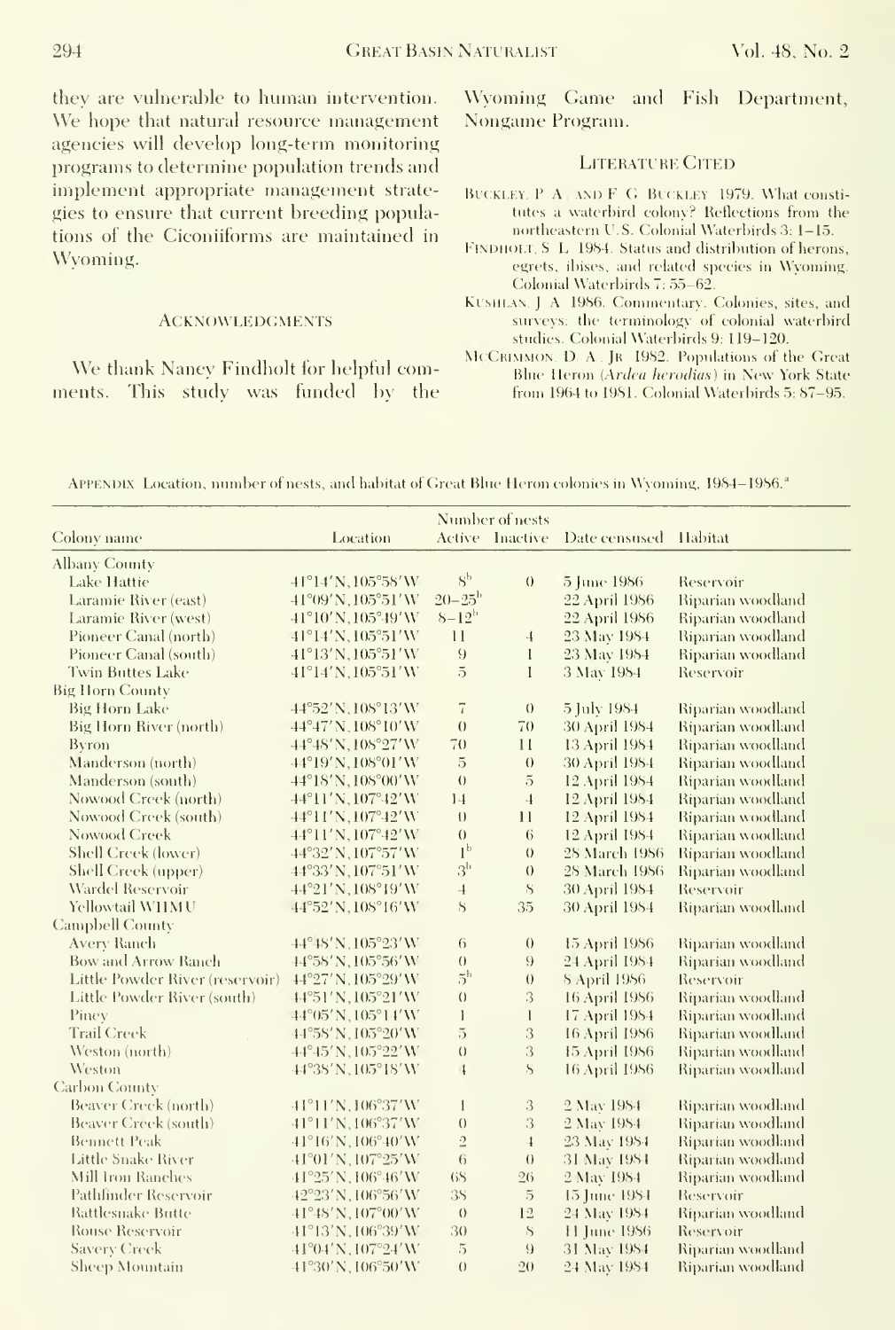they are vulnerable to human intervention. We hope that natural resource management agencies will develop long-term monitoring programs to determine population trends and implement appropriate management strategies to ensure that current breeding populations of the Ciconiiforms are maintained in Wyoming.

## Acknowledgments

We thank Nancy Findholt for helpful comments. This study was funded by the Wyoming Game and Fish Department, Nongame Program.

## Literature Cited

Buckley, P. A., and F. G. Buckley. 1979. What constitutes a waterbird colony? Reflections from the northeastern U.S. Colonial Waterbirds 3: 1–15.

Findholt, S. L. 1984. Status and distribution of herons, egrets, ibises, and related species in Wyoming. Colonial Waterbirds 7: 55–62.

Kushlan, J. A. 1986. Commentary. Colonies, sites, and surveys: the terminology of colonial waterbird studies. Colonial Waterbirds 9: 119–120.

McCrimmon, D. A., Jr. 1982. Populations of the Great Blue Heron (*Ardea herodias*) in New York State from 1964 to 1981. Colonial Waterbirds 5: 87–95.

Appendix. Location, number of nests, and habitat of Great Blue Heron colonies in Wyoming, 1984–1986.[a]

| Colony name | Location | Number of nests | | Date censused | Habitat |
|---|---|---|---|---|---|
| | | Active | Inactive | | |
| Albany County | | | | | |
| Lake Hattie | 41°14′N, 105°58′W | 8[b] | 0 | 5 June 1986 | Reservoir |
| Laramie River (east) | 41°09′N, 105°51′W | 20–25[b] | | 22 April 1986 | Riparian woodland |
| Laramie River (west) | 41°10′N, 105°49′W | 8–12[b] | | 22 April 1986 | Riparian woodland |
| Pioneer Canal (north) | 41°14′N, 105°51′W | 11 | 4 | 23 May 1984 | Riparian woodland |
| Pioneer Canal (south) | 41°13′N, 105°51′W | 9 | 1 | 23 May 1984 | Riparian woodland |
| Twin Buttes Lake | 41°14′N, 105°51′W | 5 | 1 | 3 May 1984 | Reservoir |
| Big Horn County | | | | | |
| Big Horn Lake | 44°52′N, 108°13′W | 7 | 0 | 5 July 1984 | Riparian woodland |
| Big Horn River (north) | 44°47′N, 108°10′W | 0 | 70 | 30 April 1984 | Riparian woodland |
| Byron | 44°48′N, 108°27′W | 70 | 11 | 13 April 1984 | Riparian woodland |
| Manderson (north) | 44°19′N, 108°01′W | 5 | 0 | 30 April 1984 | Riparian woodland |
| Manderson (south) | 44°18′N, 108°00′W | 0 | 5 | 12 April 1984 | Riparian woodland |
| Nowood Creek (north) | 44°11′N, 107°42′W | 14 | 4 | 12 April 1984 | Riparian woodland |
| Nowood Creek (south) | 44°11′N, 107°42′W | 0 | 11 | 12 April 1984 | Riparian woodland |
| Nowood Creek | 44°11′N, 107°42′W | 0 | 6 | 12 April 1984 | Riparian woodland |
| Shell Creek (lower) | 44°32′N, 107°57′W | 1[b] | 0 | 28 March 1986 | Riparian woodland |
| Shell Creek (upper) | 44°33′N, 107°51′W | 3[b] | 0 | 28 March 1986 | Riparian woodland |
| Wardel Reservoir | 44°21′N, 108°19′W | 4 | 8 | 30 April 1984 | Reservoir |
| Yellowtail WHMU | 44°52′N, 108°16′W | 8 | 35 | 30 April 1984 | Riparian woodland |
| Campbell County | | | | | |
| Avery Ranch | 44°48′N, 105°23′W | 6 | 0 | 15 April 1986 | Riparian woodland |
| Bow and Arrow Ranch | 44°58′N, 105°56′W | 0 | 9 | 24 April 1984 | Riparian woodland |
| Little Powder River (reservoir) | 44°27′N, 105°29′W | 5[b] | 0 | 8 April 1986 | Reservoir |
| Little Powder River (south) | 44°51′N, 105°21′W | 0 | 3 | 16 April 1986 | Riparian woodland |
| Piney | 44°05′N, 105°14′W | 1 | 1 | 17 April 1984 | Riparian woodland |
| Trail Creek | 44°58′N, 105°20′W | 5 | 3 | 16 April 1986 | Riparian woodland |
| Weston (north) | 44°45′N, 105°22′W | 0 | 3 | 15 April 1986 | Riparian woodland |
| Weston | 44°38′N, 105°18′W | 4 | 8 | 16 April 1986 | Riparian woodland |
| Carbon County | | | | | |
| Beaver Creek (north) | 41°11′N, 106°37′W | 1 | 3 | 2 May 1984 | Riparian woodland |
| Beaver Creek (south) | 41°11′N, 106°37′W | 0 | 3 | 2 May 1984 | Riparian woodland |
| Bennett Peak | 41°16′N, 106°40′W | 2 | 4 | 23 May 1984 | Riparian woodland |
| Little Snake River | 41°01′N, 107°25′W | 6 | 0 | 31 May 1984 | Riparian woodland |
| Mill Iron Ranches | 41°25′N, 106°46′W | 68 | 26 | 2 May 1984 | Riparian woodland |
| Pathfinder Reservoir | 42°23′N, 106°56′W | 38 | 5 | 15 June 1984 | Reservoir |
| Rattlesnake Butte | 41°48′N, 107°00′W | 0 | 12 | 24 May 1984 | Riparian woodland |
| Rouse Reservoir | 41°13′N, 106°39′W | 30 | 8 | 11 June 1986 | Reservoir |
| Savery Creek | 41°04′N, 107°24′W | 5 | 9 | 31 May 1984 | Riparian woodland |
| Sheep Mountain | 41°30′N, 106°50′W | 0 | 20 | 24 May 1984 | Riparian woodland |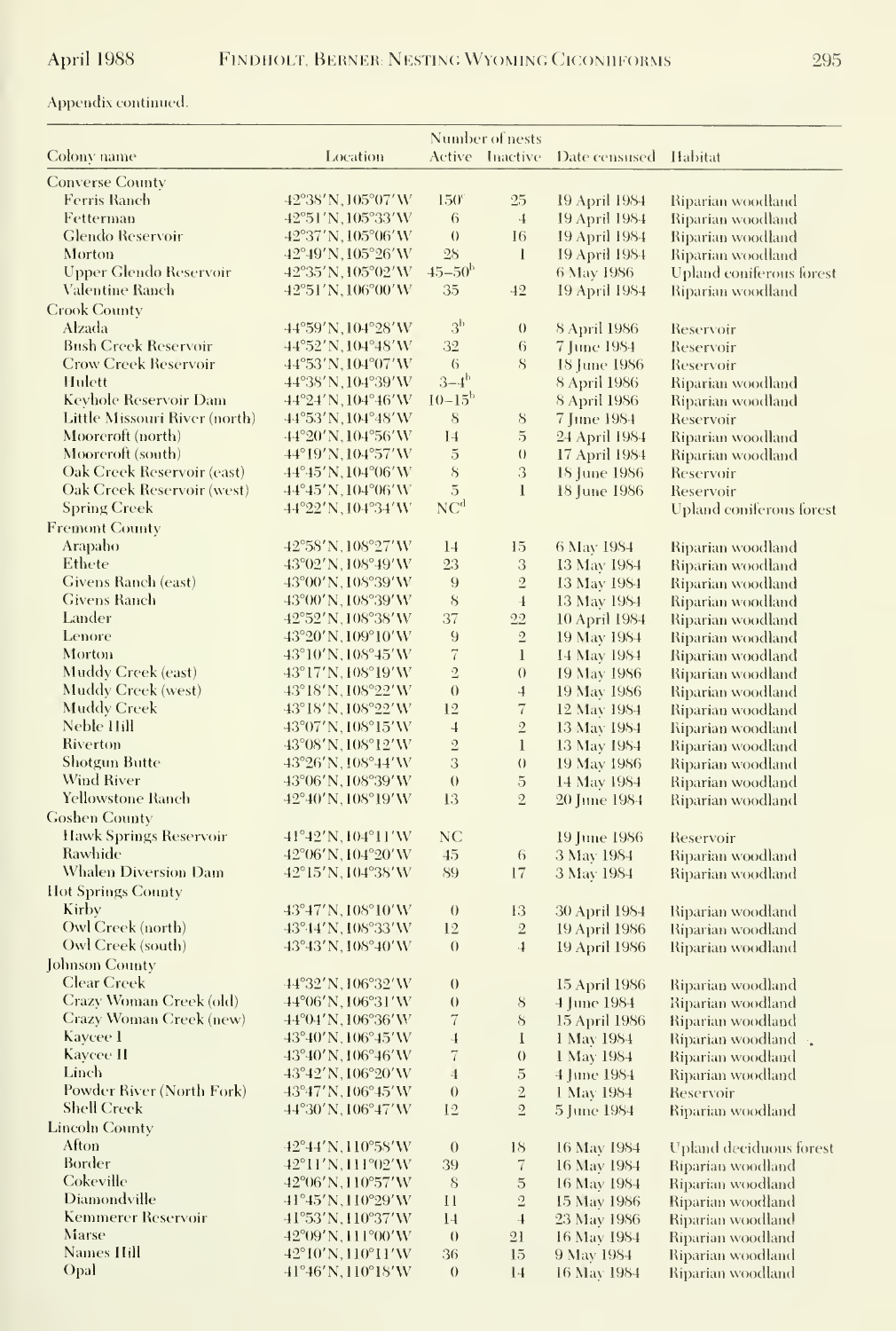Appendix continued.

| Colony name | Location | Number of nests | | Date censused | Habitat |
|---|---|---|---|---|---|
| | | Active | Inactive | | |
| Converse County | | | | | |
| Ferris Ranch | 42°38′N, 105°07′W | 150[c] | 25 | 19 April 1984 | Riparian woodland |
| Fetterman | 42°51′N, 105°33′W | 6 | 4 | 19 April 1984 | Riparian woodland |
| Glendo Reservoir | 42°37′N, 105°06′W | 0 | 16 | 19 April 1984 | Riparian woodland |
| Morton | 42°49′N, 105°26′W | 28 | 1 | 19 April 1984 | Riparian woodland |
| Upper Glendo Reservoir | 42°35′N, 105°02′W | 45–50[b] | | 6 May 1986 | Upland coniferous forest |
| Valentine Ranch | 42°51′N, 106°00′W | 35 | 42 | 19 April 1984 | Riparian woodland |
| Crook County | | | | | |
| Alzada | 44°59′N, 104°28′W | 3[b] | 0 | 8 April 1986 | Reservoir |
| Bush Creek Reservoir | 44°52′N, 104°48′W | 32 | 6 | 7 June 1984 | Reservoir |
| Crow Creek Reservoir | 44°53′N, 104°07′W | 6 | 8 | 18 June 1986 | Reservoir |
| Hulett | 44°38′N, 104°39′W | 3–4[b] | | 8 April 1986 | Riparian woodland |
| Keyhole Reservoir Dam | 44°24′N, 104°46′W | 10–15[b] | | 8 April 1986 | Riparian woodland |
| Little Missouri River (north) | 44°53′N, 104°48′W | 8 | 8 | 7 June 1984 | Reservoir |
| Moorcroft (north) | 44°20′N, 104°56′W | 14 | 5 | 24 April 1984 | Riparian woodland |
| Moorcroft (south) | 44°19′N, 104°57′W | 5 | 0 | 17 April 1984 | Riparian woodland |
| Oak Creek Reservoir (east) | 44°45′N, 104°06′W | 8 | 3 | 18 June 1986 | Reservoir |
| Oak Creek Reservoir (west) | 44°45′N, 104°06′W | 5 | 1 | 18 June 1986 | Reservoir |
| Spring Creek | 44°22′N, 104°34′W | NC[d] | | | Upland coniferous forest |
| Fremont County | | | | | |
| Arapaho | 42°58′N, 108°27′W | 14 | 15 | 6 May 1984 | Riparian woodland |
| Ethete | 43°02′N, 108°49′W | 23 | 3 | 13 May 1984 | Riparian woodland |
| Givens Ranch (east) | 43°00′N, 108°39′W | 9 | 2 | 13 May 1984 | Riparian woodland |
| Givens Ranch | 43°00′N, 108°39′W | 8 | 4 | 13 May 1984 | Riparian woodland |
| Lander | 42°52′N, 108°38′W | 37 | 22 | 10 April 1984 | Riparian woodland |
| Lenore | 43°20′N, 109°10′W | 9 | 2 | 19 May 1984 | Riparian woodland |
| Morton | 43°10′N, 108°45′W | 7 | 1 | 14 May 1984 | Riparian woodland |
| Muddy Creek (east) | 43°17′N, 108°19′W | 2 | 0 | 19 May 1986 | Riparian woodland |
| Muddy Creek (west) | 43°18′N, 108°22′W | 0 | 4 | 19 May 1986 | Riparian woodland |
| Muddy Creek | 43°18′N, 108°22′W | 12 | 7 | 12 May 1984 | Riparian woodland |
| Neble Hill | 43°07′N, 108°15′W | 4 | 2 | 13 May 1984 | Riparian woodland |
| Riverton | 43°08′N, 108°12′W | 2 | 1 | 13 May 1984 | Riparian woodland |
| Shotgun Butte | 43°26′N, 108°44′W | 3 | 0 | 19 May 1986 | Riparian woodland |
| Wind River | 43°06′N, 108°39′W | 0 | 5 | 14 May 1984 | Riparian woodland |
| Yellowstone Ranch | 42°40′N, 108°19′W | 13 | 2 | 20 June 1984 | Riparian woodland |
| Goshen County | | | | | |
| Hawk Springs Reservoir | 41°42′N, 104°11′W | NC | | 19 June 1986 | Reservoir |
| Rawhide | 42°06′N, 104°20′W | 45 | 6 | 3 May 1984 | Riparian woodland |
| Whalen Diversion Dam | 42°15′N, 104°38′W | 89 | 17 | 3 May 1984 | Riparian woodland |
| Hot Springs County | | | | | |
| Kirby | 43°47′N, 108°10′W | 0 | 13 | 30 April 1984 | Riparian woodland |
| Owl Creek (north) | 43°44′N, 108°33′W | 12 | 2 | 19 April 1986 | Riparian woodland |
| Owl Creek (south) | 43°43′N, 108°40′W | 0 | 4 | 19 April 1986 | Riparian woodland |
| Johnson County | | | | | |
| Clear Creek | 44°32′N, 106°32′W | 0 | | 15 April 1986 | Riparian woodland |
| Crazy Woman Creek (old) | 44°06′N, 106°31′W | 0 | 8 | 4 June 1984 | Riparian woodland |
| Crazy Woman Creek (new) | 44°04′N, 106°36′W | 7 | 8 | 15 April 1986 | Riparian woodland |
| Kaycee I | 43°40′N, 106°45′W | 4 | 1 | 1 May 1984 | Riparian woodland |
| Kaycee II | 43°40′N, 106°46′W | 7 | 0 | 1 May 1984 | Riparian woodland |
| Linch | 43°42′N, 106°20′W | 4 | 5 | 4 June 1984 | Riparian woodland |
| Powder River (North Fork) | 43°47′N, 106°45′W | 0 | 2 | 1 May 1984 | Reservoir |
| Shell Creek | 44°30′N, 106°47′W | 12 | 2 | 5 June 1984 | Riparian woodland |
| Lincoln County | | | | | |
| Afton | 42°44′N, 110°58′W | 0 | 18 | 16 May 1984 | Upland deciduous forest |
| Border | 42°11′N, 111°02′W | 39 | 7 | 16 May 1984 | Riparian woodland |
| Cokeville | 42°06′N, 110°57′W | 8 | 5 | 16 May 1984 | Riparian woodland |
| Diamondville | 41°45′N, 110°29′W | 11 | 2 | 15 May 1986 | Riparian woodland |
| Kemmerer Reservoir | 41°53′N, 110°37′W | 14 | 4 | 23 May 1986 | Riparian woodland |
| Marse | 42°09′N, 111°00′W | 0 | 21 | 16 May 1984 | Riparian woodland |
| Names Hill | 42°10′N, 110°11′W | 36 | 15 | 9 May 1984 | Riparian woodland |
| Opal | 41°46′N, 110°18′W | 0 | 14 | 16 May 1984 | Riparian woodland |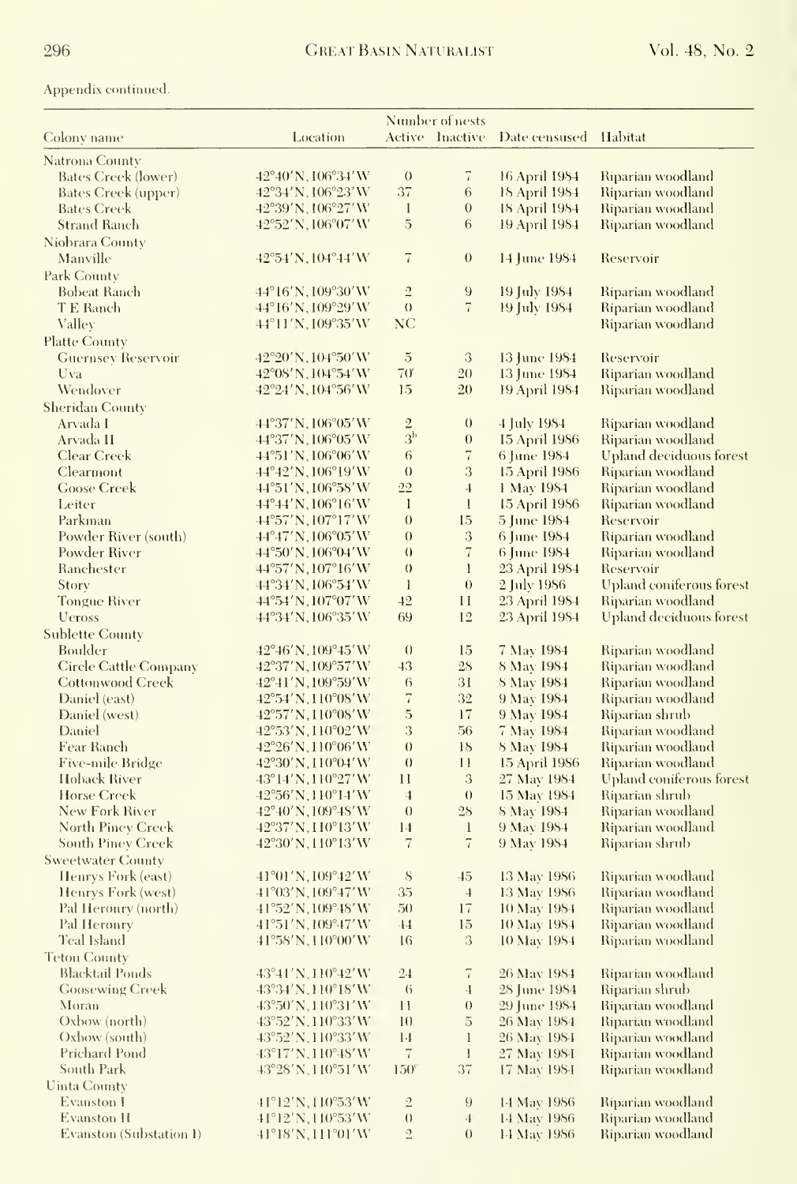Appendix continued.

| Colony name | Location | Number of nests | | Date censused | Habitat |
|---|---|---|---|---|---|
| | | Active | Inactive | | |
| Natrona County | | | | | |
| Bates Creek (lower) | 42°40′N,106°34′W | 0 | 7 | 16 April 1984 | Riparian woodland |
| Bates Creek (upper) | 42°34′N,106°23′W | 37 | 6 | 18 April 1984 | Riparian woodland |
| Bates Creek | 42°39′N,106°27′W | 1 | 0 | 18 April 1984 | Riparian woodland |
| Strand Ranch | 42°52′N,106°07′W | 5 | 6 | 19 April 1984 | Riparian woodland |
| Niobrara County | | | | | |
| Manville | 42°54′N,104°44′W | 7 | 0 | 14 June 1984 | Reservoir |
| Park County | | | | | |
| Bobcat Ranch | 44°16′N,109°30′W | 2 | 9 | 19 July 1984 | Riparian woodland |
| T E Ranch | 44°16′N,109°29′W | 0 | 7 | 19 July 1984 | Riparian woodland |
| Valley | 44°11′N,109°35′W | NC | | | Riparian woodland |
| Platte County | | | | | |
| Guernsey Reservoir | 42°20′N,104°50′W | 5 | 3 | 13 June 1984 | Reservoir |
| Uva | 42°08′N,104°54′W | 70[c] | 20 | 13 June 1984 | Riparian woodland |
| Wendover | 42°24′N,104°56′W | 15 | 20 | 19 April 1984 | Riparian woodland |
| Sheridan County | | | | | |
| Arvada I | 44°37′N,106°05′W | 2 | 0 | 4 July 1984 | Riparian woodland |
| Arvada II | 44°37′N,106°05′W | 3[b] | 0 | 15 April 1986 | Riparian woodland |
| Clear Creek | 44°51′N,106°06′W | 6 | 7 | 6 June 1984 | Upland deciduous forest |
| Clearmont | 44°42′N,106°19′W | 0 | 3 | 15 April 1986 | Riparian woodland |
| Goose Creek | 44°51′N,106°58′W | 22 | 4 | 1 May 1984 | Riparian woodland |
| Leiter | 44°44′N,106°16′W | 1 | 1 | 15 April 1986 | Riparian woodland |
| Parkman | 44°57′N,107°17′W | 0 | 15 | 5 June 1984 | Reservoir |
| Powder River (south) | 44°47′N,106°05′W | 0 | 3 | 6 June 1984 | Riparian woodland |
| Powder River | 44°50′N,106°04′W | 0 | 7 | 6 June 1984 | Riparian woodland |
| Ranchester | 44°57′N,107°16′W | 0 | 1 | 23 April 1984 | Reservoir |
| Story | 44°34′N,106°54′W | 1 | 0 | 2 July 1986 | Upland coniferous forest |
| Tongue River | 44°54′N,107°07′W | 42 | 11 | 23 April 1984 | Riparian woodland |
| Ucross | 44°34′N,106°35′W | 69 | 12 | 23 April 1984 | Upland deciduous forest |
| Sublette County | | | | | |
| Boulder | 42°46′N,109°45′W | 0 | 15 | 7 May 1984 | Riparian woodland |
| Circle Cattle Company | 42°37′N,109°57′W | 43 | 28 | 8 May 1984 | Riparian woodland |
| Cottonwood Creek | 42°41′N,109°59′W | 6 | 31 | 8 May 1984 | Riparian woodland |
| Daniel (east) | 42°54′N,110°08′W | 7 | 32 | 9 May 1984 | Riparian woodland |
| Daniel (west) | 42°57′N,110°08′W | 5 | 17 | 9 May 1984 | Riparian shrub |
| Daniel | 42°53′N,110°02′W | 3 | 56 | 7 May 1984 | Riparian woodland |
| Fear Ranch | 42°26′N,110°06′W | 0 | 18 | 8 May 1984 | Riparian woodland |
| Five-mile Bridge | 42°30′N,110°04′W | 0 | 11 | 15 April 1986 | Riparian woodland |
| Hoback River | 43°14′N,110°27′W | 11 | 3 | 27 May 1984 | Upland coniferous forest |
| Horse Creek | 42°56′N,110°14′W | 4 | 0 | 15 May 1984 | Riparian shrub |
| New Fork River | 42°40′N,109°48′W | 0 | 28 | 8 May 1984 | Riparian woodland |
| North Piney Creek | 42°37′N,110°13′W | 14 | 1 | 9 May 1984 | Riparian woodland |
| South Piney Creek | 42°30′N,110°13′W | 7 | 7 | 9 May 1984 | Riparian shrub |
| Sweetwater County | | | | | |
| Henrys Fork (east) | 41°01′N,109°42′W | 8 | 45 | 13 May 1986 | Riparian woodland |
| Henrys Fork (west) | 41°03′N,109°47′W | 35 | 4 | 13 May 1986 | Riparian woodland |
| Pal Heronry (north) | 41°52′N,109°48′W | 50 | 17 | 10 May 1984 | Riparian woodland |
| Pal Heronry | 41°51′N,109°47′W | 44 | 15 | 10 May 1984 | Riparian woodland |
| Teal Island | 41°58′N,110°00′W | 16 | 3 | 10 May 1984 | Riparian woodland |
| Teton County | | | | | |
| Blacktail Ponds | 43°41′N,110°42′W | 24 | 7 | 26 May 1984 | Riparian woodland |
| Goosewing Creek | 43°34′N,110°18′W | 6 | 4 | 28 June 1984 | Riparian shrub |
| Moran | 43°50′N,110°31′W | 11 | 0 | 29 June 1984 | Riparian woodland |
| Oxbow (north) | 43°52′N,110°33′W | 10 | 5 | 26 May 1984 | Riparian woodland |
| Oxbow (south) | 43°52′N,110°33′W | 14 | 1 | 26 May 1984 | Riparian woodland |
| Prichard Pond | 43°17′N,110°48′W | 7 | 1 | 27 May 1984 | Riparian woodland |
| South Park | 43°28′N,110°51′W | 150[c] | 37 | 17 May 1984 | Riparian woodland |
| Uinta County | | | | | |
| Evanston I | 41°12′N,110°53′W | 2 | 9 | 14 May 1986 | Riparian woodland |
| Evanston II | 41°12′N,110°53′W | 0 | 4 | 14 May 1986 | Riparian woodland |
| Evanston (Substation 1) | 41°18′N,111°01′W | 2 | 0 | 14 May 1986 | Riparian woodland |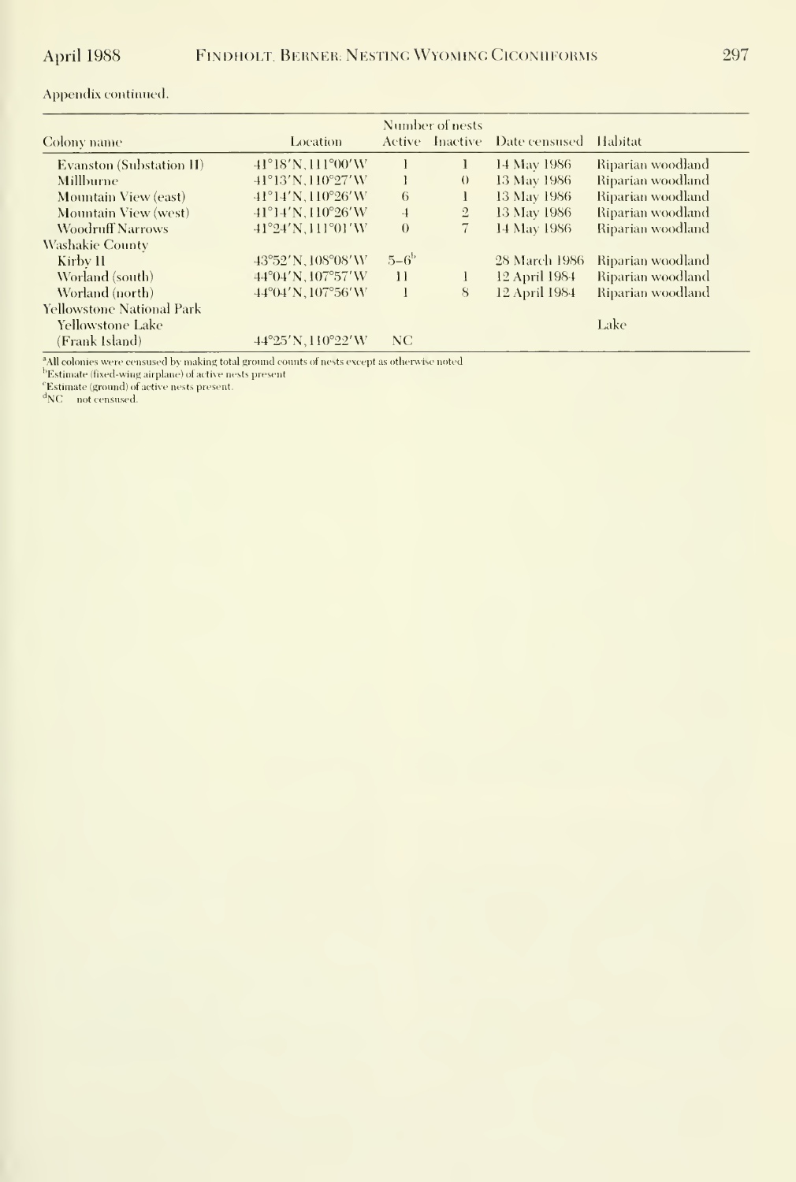Appendix continued.

| Colony name | Location | Number of nests | | Date censused | Habitat |
|---|---|---|---|---|---|
| | | Active | Inactive | | |
| Evanston (Substation II) | 41°18′N, 111°00′W | 1 | 1 | 14 May 1986 | Riparian woodland |
| Millburne | 41°13′N, 110°27′W | 1 | 0 | 13 May 1986 | Riparian woodland |
| Mountain View (east) | 41°14′N, 110°26′W | 6 | 1 | 13 May 1986 | Riparian woodland |
| Mountain View (west) | 41°14′N, 110°26′W | 4 | 2 | 13 May 1986 | Riparian woodland |
| Woodruff Narrows | 41°24′N, 111°01′W | 0 | 7 | 14 May 1986 | Riparian woodland |
| Washakie County | | | | | |
| Kirby II | 43°52′N, 108°08′W | 5–6[b] | | 28 March 1986 | Riparian woodland |
| Worland (south) | 44°04′N, 107°57′W | 11 | 1 | 12 April 1984 | Riparian woodland |
| Worland (north) | 44°04′N, 107°56′W | 1 | 8 | 12 April 1984 | Riparian woodland |
| Yellowstone National Park | | | | | |
| Yellowstone Lake (Frank Island) | 44°25′N, 110°22′W | NC | | | Lake |

[a]All colonies were censused by making total ground counts of nests except as otherwise noted.
[b]Estimate (fixed-wing airplane) of active nests present.
[c]Estimate (ground) of active nests present.
[d]NC = not censused.